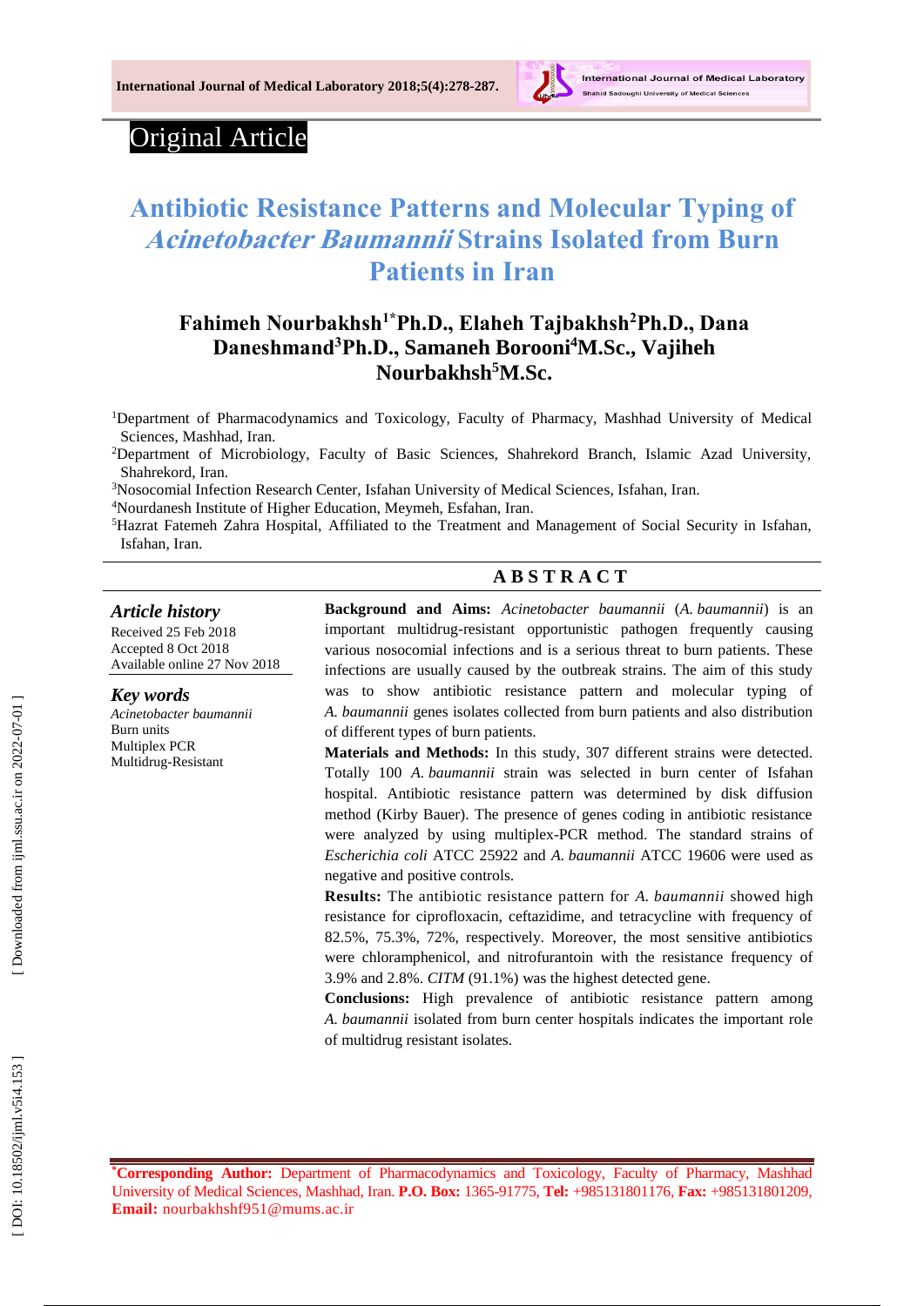Original Article

# Antibiotic Resistance Patterns and Molecular Typing of *Acinetobacter Baumannii* Strains Isolated from Burn Patients in Iran

**Fahimeh Nourbakhsh[1*] Ph.D., Elaheh Tajbakhsh[2] Ph.D., Dana Daneshmand[3] Ph.D., Samaneh Borooni[4] M.Sc., Vajiheh Nourbakhsh[5] M.Sc.**

[1] Department of Pharmacodynamics and Toxicology, Faculty of Pharmacy, Mashhad University of Medical Sciences, Mashhad, Iran.
[2] Department of Microbiology, Faculty of Basic Sciences, Shahrekord Branch, Islamic Azad University, Shahrekord, Iran.
[3] Nosocomial Infection Research Center, Isfahan University of Medical Sciences, Isfahan, Iran.
[4] Nourdanesh Institute of Higher Education, Meymeh, Esfahan, Iran.
[5] Hazrat Fatemeh Zahra Hospital, Affiliated to the Treatment and Management of Social Security in Isfahan, Isfahan, Iran.

### *Article history*

Received 25 Feb 2018
Accepted 8 Oct 2018
Available online 27 Nov 2018

### *Key words*

*Acinetobacter baumannii*
Burn units
Multiplex PCR
Multidrug-Resistant

## ABSTRACT

**Background and Aims:** *Acinetobacter baumannii* (*A. baumannii*) is an important multidrug-resistant opportunistic pathogen frequently causing various nosocomial infections and is a serious threat to burn patients. These infections are usually caused by the outbreak strains. The aim of this study was to show antibiotic resistance pattern and molecular typing of *A. baumannii* genes isolates collected from burn patients and also distribution of different types of burn patients.

**Materials and Methods:** In this study, 307 different strains were detected. Totally 100 *A. baumannii* strain was selected in burn center of Isfahan hospital. Antibiotic resistance pattern was determined by disk diffusion method (Kirby Bauer). The presence of genes coding in antibiotic resistance were analyzed by using multiplex-PCR method. The standard strains of *Escherichia coli* ATCC 25922 and *A. baumannii* ATCC 19606 were used as negative and positive controls.

**Results:** The antibiotic resistance pattern for *A. baumannii* showed high resistance for ciprofloxacin, ceftazidime, and tetracycline with frequency of 82.5%, 75.3%, 72%, respectively. Moreover, the most sensitive antibiotics were chloramphenicol, and nitrofurantoin with the resistance frequency of 3.9% and 2.8%. *CITM* (91.1%) was the highest detected gene.

**Conclusions:** High prevalence of antibiotic resistance pattern among *A. baumannii* isolated from burn center hospitals indicates the important role of multidrug resistant isolates.

[*] **Corresponding Author:** Department of Pharmacodynamics and Toxicology, Faculty of Pharmacy, Mashhad University of Medical Sciences, Mashhad, Iran. **P.O. Box:** 1365-91775, **Tel:** +985131801176, **Fax:** +985131801209, **Email:** nourbakhshf951@mums.ac.ir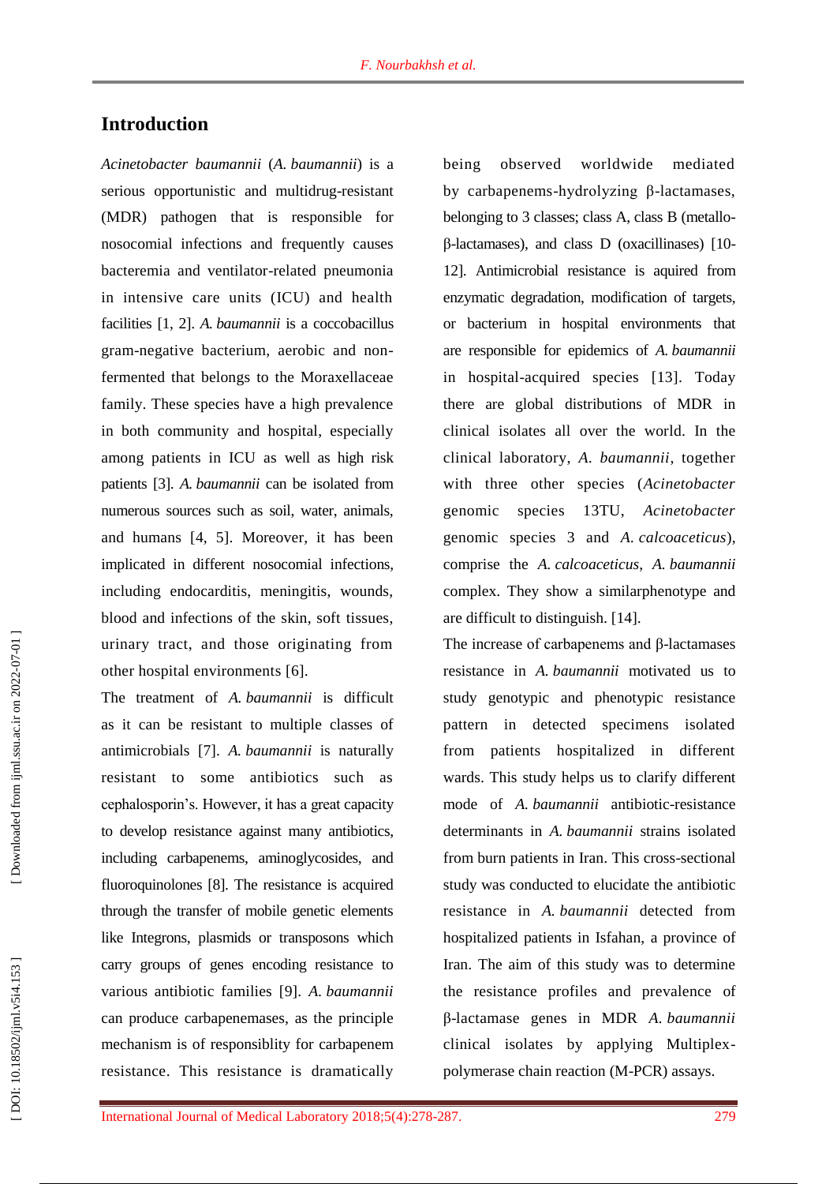## Introduction

*Acinetobacter baumannii* (*A. baumannii*) is a serious opportunistic and multidrug-resistant (MDR) pathogen that is responsible for nosocomial infections and frequently causes bacteremia and ventilator-related pneumonia in intensive care units (ICU) and health facilities [1, 2]. *A. baumannii* is a coccobacillus gram-negative bacterium, aerobic and non-fermented that belongs to the Moraxellaceae family. These species have a high prevalence in both community and hospital, especially among patients in ICU as well as high risk patients [3]. *A. baumannii* can be isolated from numerous sources such as soil, water, animals, and humans [4, 5]. Moreover, it has been implicated in different nosocomial infections, including endocarditis, meningitis, wounds, blood and infections of the skin, soft tissues, urinary tract, and those originating from other hospital environments [6].

The treatment of *A. baumannii* is difficult as it can be resistant to multiple classes of antimicrobials [7]. *A. baumannii* is naturally resistant to some antibiotics such as cephalosporin's. However, it has a great capacity to develop resistance against many antibiotics, including carbapenems, aminoglycosides, and fluoroquinolones [8]. The resistance is acquired through the transfer of mobile genetic elements like Integrons, plasmids or transposons which carry groups of genes encoding resistance to various antibiotic families [9]. *A. baumannii* can produce carbapenemases, as the principle mechanism is of responsiblity for carbapenem resistance. This resistance is dramatically being observed worldwide mediated by carbapenems-hydrolyzing β-lactamases, belonging to 3 classes; class A, class B (metallo-β-lactamases), and class D (oxacillinases) [10-12]. Antimicrobial resistance is aquired from enzymatic degradation, modification of targets, or bacterium in hospital environments that are responsible for epidemics of *A. baumannii* in hospital-acquired species [13]. Today there are global distributions of MDR in clinical isolates all over the world. In the clinical laboratory, *A. baumannii*, together with three other species (*Acinetobacter* genomic species 13TU, *Acinetobacter* genomic species 3 and *A. calcoaceticus*), comprise the *A. calcoaceticus*, *A. baumannii* complex. They show a similarphenotype and are difficult to distinguish. [14].

The increase of carbapenems and β-lactamases resistance in *A. baumannii* motivated us to study genotypic and phenotypic resistance pattern in detected specimens isolated from patients hospitalized in different wards. This study helps us to clarify different mode of *A. baumannii* antibiotic-resistance determinants in *A. baumannii* strains isolated from burn patients in Iran. This cross-sectional study was conducted to elucidate the antibiotic resistance in *A. baumannii* detected from hospitalized patients in Isfahan, a province of Iran. The aim of this study was to determine the resistance profiles and prevalence of β-lactamase genes in MDR *A. baumannii* clinical isolates by applying Multiplex-polymerase chain reaction (M-PCR) assays.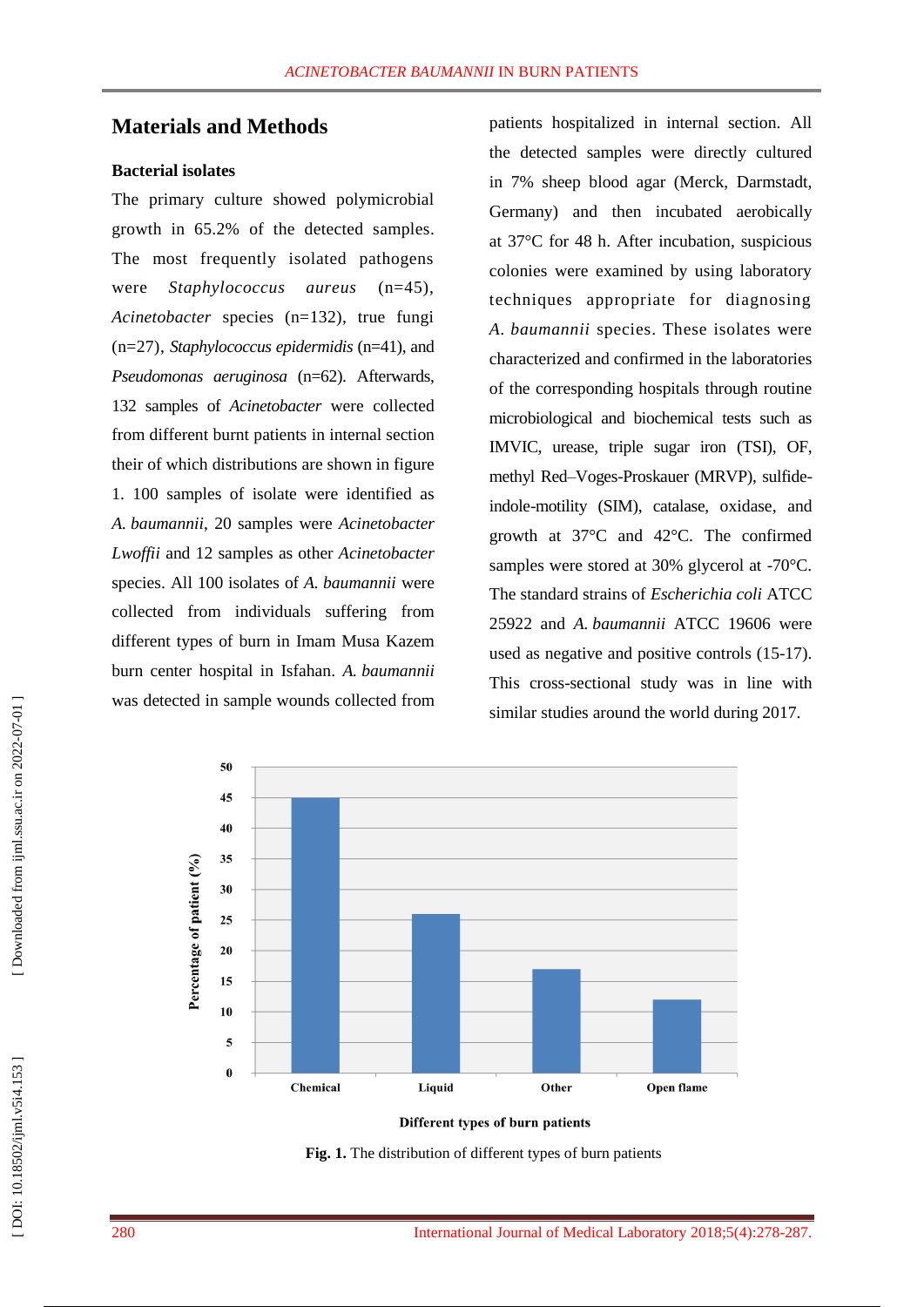## Materials and Methods

### Bacterial isolates

The primary culture showed polymicrobial growth in 65.2% of the detected samples. The most frequently isolated pathogens were *Staphylococcus aureus* (n=45), *Acinetobacter* species (n=132), true fungi (n=27), *Staphylococcus epidermidis* (n=41), and *Pseudomonas aeruginosa* (n=62). Afterwards, 132 samples of *Acinetobacter* were collected from different burnt patients in internal section their of which distributions are shown in figure 1. 100 samples of isolate were identified as *A. baumannii*, 20 samples were *Acinetobacter Lwoffii* and 12 samples as other *Acinetobacter* species. All 100 isolates of *A. baumannii* were collected from individuals suffering from different types of burn in Imam Musa Kazem burn center hospital in Isfahan. *A. baumannii* was detected in sample wounds collected from patients hospitalized in internal section. All the detected samples were directly cultured in 7% sheep blood agar (Merck, Darmstadt, Germany) and then incubated aerobically at 37°C for 48 h. After incubation, suspicious colonies were examined by using laboratory techniques appropriate for diagnosing *A. baumannii* species. These isolates were characterized and confirmed in the laboratories of the corresponding hospitals through routine microbiological and biochemical tests such as IMVIC, urease, triple sugar iron (TSI), OF, methyl Red–Voges-Proskauer (MRVP), sulfide-indole-motility (SIM), catalase, oxidase, and growth at 37°C and 42°C. The confirmed samples were stored at 30% glycerol at -70°C. The standard strains of *Escherichia coli* ATCC 25922 and *A. baumannii* ATCC 19606 were used as negative and positive controls (15-17). This cross-sectional study was in line with similar studies around the world during 2017.

| Different types of burn patients | Percentage of patient (%) |
|---|---|
| Chemical | 45 |
| Liquid | 26 |
| Other | 17 |
| Open flame | 12 |

**Fig. 1.** The distribution of different types of burn patients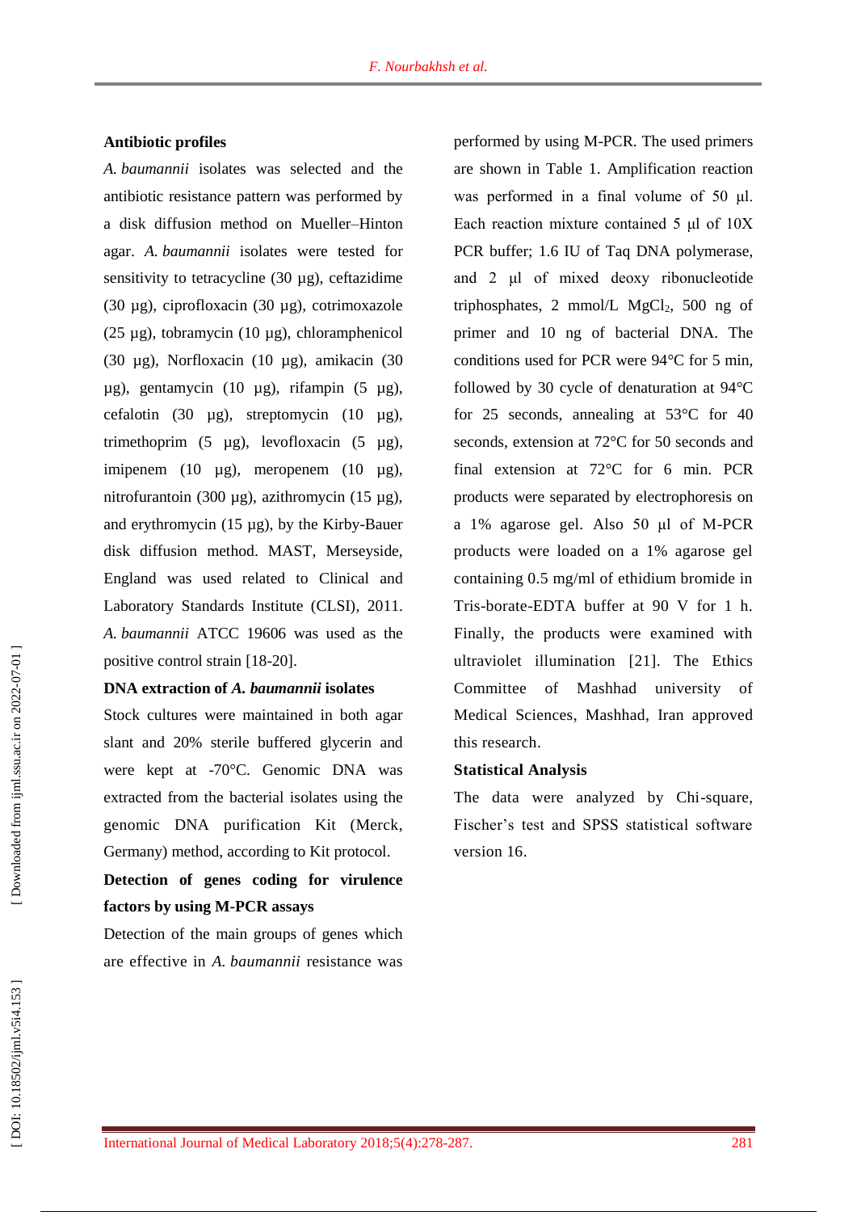### Antibiotic profiles

*A. baumannii* isolates was selected and the antibiotic resistance pattern was performed by a disk diffusion method on Mueller–Hinton agar. *A. baumannii* isolates were tested for sensitivity to tetracycline (30 µg), ceftazidime (30 µg), ciprofloxacin (30 µg), cotrimoxazole (25 µg), tobramycin (10 µg), chloramphenicol (30 µg), Norfloxacin (10 µg), amikacin (30 µg), gentamycin (10 µg), rifampin (5 µg), cefalotin (30 µg), streptomycin (10 µg), trimethoprim (5 µg), levofloxacin (5 µg), imipenem (10 µg), meropenem (10 µg), nitrofurantoin (300 µg), azithromycin (15 µg), and erythromycin (15 µg), by the Kirby-Bauer disk diffusion method. MAST, Merseyside, England was used related to Clinical and Laboratory Standards Institute (CLSI), 2011. *A. baumannii* ATCC 19606 was used as the positive control strain [18-20].

### DNA extraction of *A. baumannii* isolates

Stock cultures were maintained in both agar slant and 20% sterile buffered glycerin and were kept at -70°C. Genomic DNA was extracted from the bacterial isolates using the genomic DNA purification Kit (Merck, Germany) method, according to Kit protocol.

### Detection of genes coding for virulence factors by using M-PCR assays

Detection of the main groups of genes which are effective in *A. baumannii* resistance was performed by using M-PCR. The used primers are shown in Table 1. Amplification reaction was performed in a final volume of 50 µl. Each reaction mixture contained 5 µl of 10X PCR buffer; 1.6 IU of Taq DNA polymerase, and 2 µl of mixed deoxy ribonucleotide triphosphates, 2 mmol/L $MgCl_2$, 500 ng of primer and 10 ng of bacterial DNA. The conditions used for PCR were 94°C for 5 min, followed by 30 cycle of denaturation at 94°C for 25 seconds, annealing at 53°C for 40 seconds, extension at 72°C for 50 seconds and final extension at 72°C for 6 min. PCR products were separated by electrophoresis on a 1% agarose gel. Also 50 µl of M-PCR products were loaded on a 1% agarose gel containing 0.5 mg/ml of ethidium bromide in Tris-borate-EDTA buffer at 90 V for 1 h. Finally, the products were examined with ultraviolet illumination [21]. The Ethics Committee of Mashhad university of Medical Sciences, Mashhad, Iran approved this research.

### Statistical Analysis

The data were analyzed by Chi-square, Fischer's test and SPSS statistical software version 16.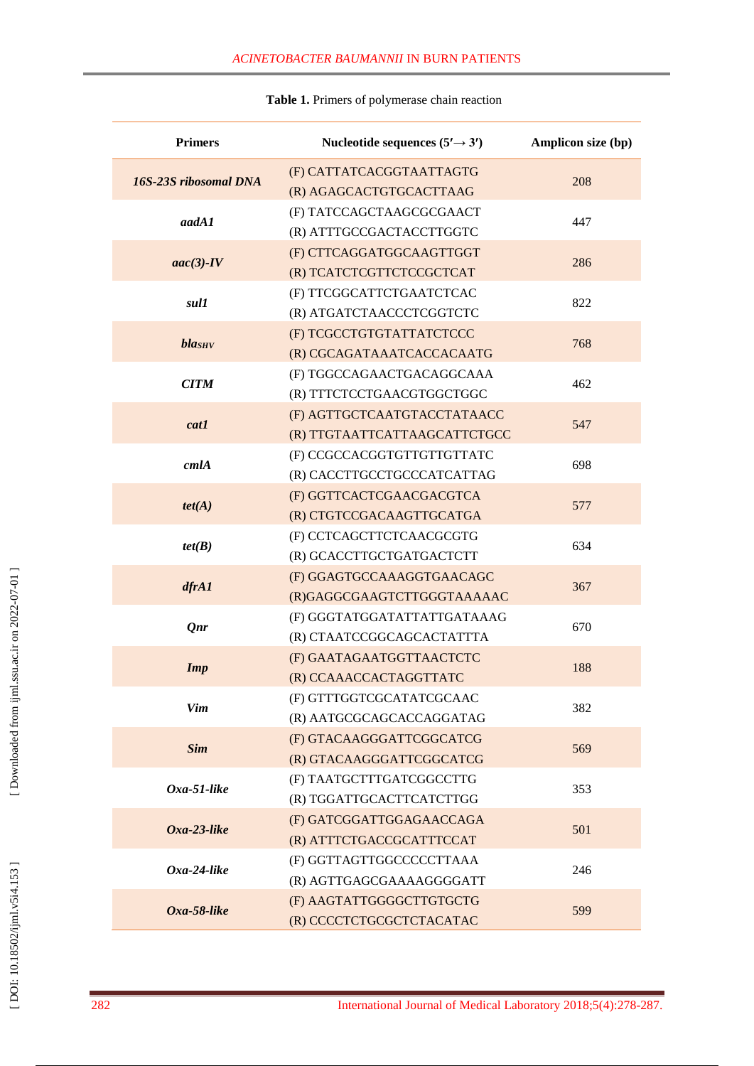**Table 1.** Primers of polymerase chain reaction

| Primers | Nucleotide sequences (5′→ 3′) | Amplicon size (bp) |
| --- | --- | --- |
| ***16S-23S ribosomal DNA*** | (F) CATTATCACGGTAATTAGTG<br>(R) AGAGCACTGTGCACTTAAG | 208 |
| ***aadA1*** | (F) TATCCAGCTAAGCGCGAACT<br>(R) ATTTGCCGACTACCTTGGTC | 447 |
| ***aac(3)-IV*** | (F) CTTCAGGATGGCAAGTTGGT<br>(R) TCATCTCGTTCTCCGCTCAT | 286 |
| ***sul1*** | (F) TTCGGCATTCTGAATCTCAC<br>(R) ATGATCTAACCCTCGGTCTC | 822 |
| ***$bla_{SHV}$*** | (F) TCGCCTGTGTATTATCTCCC<br>(R) CGCAGATAAATCACCACAATG | 768 |
| ***CITM*** | (F) TGGCCAGAACTGACAGGCAAA<br>(R) TTTCTCCTGAACGTGGCTGGC | 462 |
| ***cat1*** | (F) AGTTGCTCAATGTACCTATAACC<br>(R) TTGTAATTCATTAAGCATTCTGCC | 547 |
| ***cmlA*** | (F) CCGCCACGGTGTTGTTGTTATC<br>(R) CACCTTGCCTGCCCATCATTAG | 698 |
| ***tet(A)*** | (F) GGTTCACTCGAACGACGTCA<br>(R) CTGTCCGACAAGTTGCATGA | 577 |
| ***tet(B)*** | (F) CCTCAGCTTCTCAACGCGTG<br>(R) GCACCTTGCTGATGACTCTT | 634 |
| ***dfrA1*** | (F) GGAGTGCCAAAGGTGAACAGC<br>(R)GAGGCGAAGTCTTGGGTAAAAAC | 367 |
| ***Qnr*** | (F) GGGTATGGATATTATTGATAAAG<br>(R) CTAATCCGGCAGCACTATTTA | 670 |
| ***Imp*** | (F) GAATAGAATGGTTAACTCTC<br>(R) CCAAACCACTAGGTTATC | 188 |
| ***Vim*** | (F) GTTTGGTCGCATATCGCAAC<br>(R) AATGCGCAGCACCAGGATAG | 382 |
| ***Sim*** | (F) GTACAAGGGATTCGGCATCG<br>(R) GTACAAGGGATTCGGCATCG | 569 |
| ***Oxa-51-like*** | (F) TAATGCTTTGATCGGCCTTG<br>(R) TGGATTGCACTTCATCTTGG | 353 |
| ***Oxa-23-like*** | (F) GATCGGATTGGAGAACCAGA<br>(R) ATTTCTGACCGCATTTCCAT | 501 |
| ***Oxa-24-like*** | (F) GGTTAGTTGGCCCCCTTAAA<br>(R) AGTTGAGCGAAAAGGGGATT | 246 |
| ***Oxa-58-like*** | (F) AAGTATTGGGGCTTGTGCTG<br>(R) CCCCTCTGCGCTCTACATAC | 599 |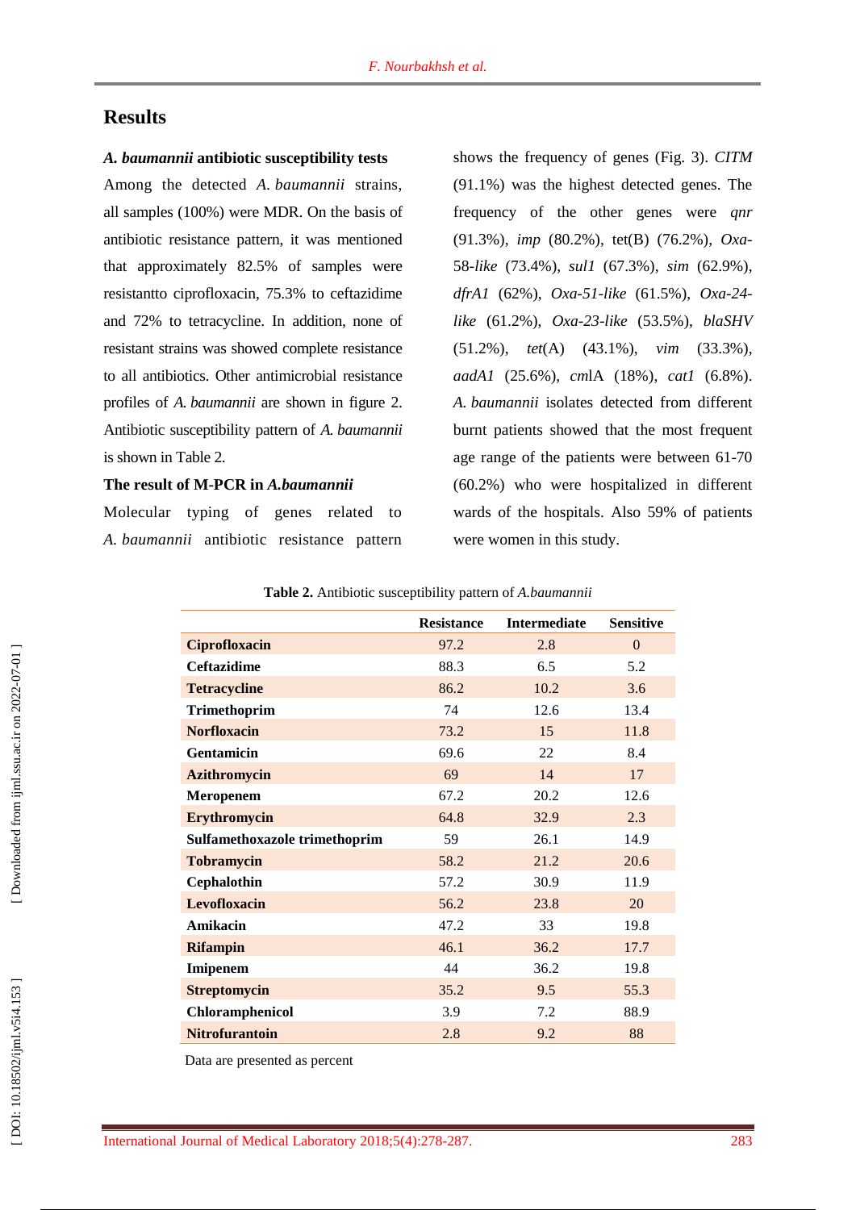## Results

### *A. baumannii* antibiotic susceptibility tests

Among the detected *A. baumannii* strains, all samples (100%) were MDR. On the basis of antibiotic resistance pattern, it was mentioned that approximately 82.5% of samples were resistantto ciprofloxacin, 75.3% to ceftazidime and 72% to tetracycline. In addition, none of resistant strains was showed complete resistance to all antibiotics. Other antimicrobial resistance profiles of *A. baumannii* are shown in figure 2. Antibiotic susceptibility pattern of *A. baumannii* is shown in Table 2.

### The result of M-PCR in *A.baumannii*

Molecular typing of genes related to *A. baumannii* antibiotic resistance pattern shows the frequency of genes (Fig. 3). *CITM* (91.1%) was the highest detected genes. The frequency of the other genes were *qnr* (91.3%), *imp* (80.2%), tet(B) (76.2%), *Oxa-58-like* (73.4%), *sul1* (67.3%), *sim* (62.9%), *dfrA1* (62%), *Oxa-51-like* (61.5%), *Oxa-24-like* (61.2%), *Oxa-23-like* (53.5%), *blaSHV* (51.2%), *tet*(A) (43.1%), *vim* (33.3%), *aadA1* (25.6%), *cml*A (18%), *cat1* (6.8%). *A. baumannii* isolates detected from different burnt patients showed that the most frequent age range of the patients were between 61-70 (60.2%) who were hospitalized in different wards of the hospitals. Also 59% of patients were women in this study.

**Table 2.** Antibiotic susceptibility pattern of *A.baumannii*

| | Resistance | Intermediate | Sensitive |
|---|---|---|---|
| **Ciprofloxacin** | 97.2 | 2.8 | 0 |
| **Ceftazidime** | 88.3 | 6.5 | 5.2 |
| **Tetracycline** | 86.2 | 10.2 | 3.6 |
| **Trimethoprim** | 74 | 12.6 | 13.4 |
| **Norfloxacin** | 73.2 | 15 | 11.8 |
| **Gentamicin** | 69.6 | 22 | 8.4 |
| **Azithromycin** | 69 | 14 | 17 |
| **Meropenem** | 67.2 | 20.2 | 12.6 |
| **Erythromycin** | 64.8 | 32.9 | 2.3 |
| **Sulfamethoxazole trimethoprim** | 59 | 26.1 | 14.9 |
| **Tobramycin** | 58.2 | 21.2 | 20.6 |
| **Cephalothin** | 57.2 | 30.9 | 11.9 |
| **Levofloxacin** | 56.2 | 23.8 | 20 |
| **Amikacin** | 47.2 | 33 | 19.8 |
| **Rifampin** | 46.1 | 36.2 | 17.7 |
| **Imipenem** | 44 | 36.2 | 19.8 |
| **Streptomycin** | 35.2 | 9.5 | 55.3 |
| **Chloramphenicol** | 3.9 | 7.2 | 88.9 |
| **Nitrofurantoin** | 2.8 | 9.2 | 88 |

Data are presented as percent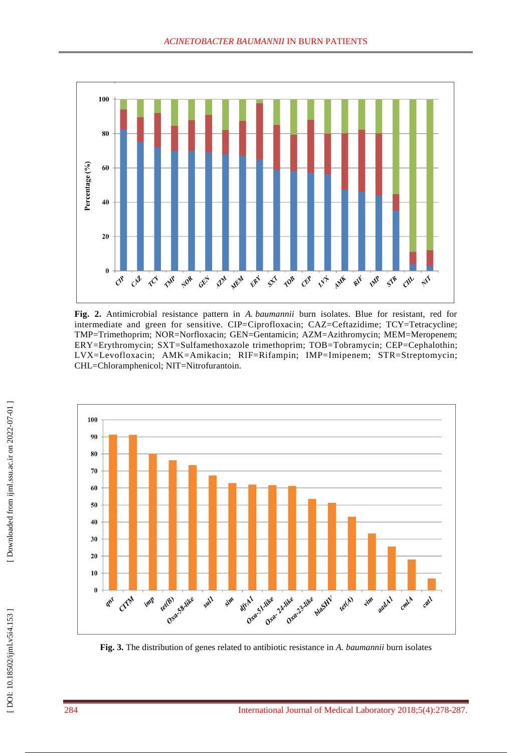**Fig. 2.** Antimicrobial resistance pattern in *A. baumannii* burn isolates. Blue for resistant, red for intermediate and green for sensitive. CIP=Ciprofloxacin; CAZ=Ceftazidime; TCY=Tetracycline; TMP=Trimethoprim; NOR=Norfloxacin; GEN=Gentamicin; AZM=Azithromycin; MEM=Meropenem; ERY=Erythromycin; SXT=Sulfamethoxazole trimethoprim; TOB=Tobramycin; CEP=Cephalothin; LVX=Levofloxacin; AMK=Amikacin; RIF=Rifampin; IMP=Imipenem; STR=Streptomycin; CHL=Chloramphenicol; NIT=Nitrofurantoin.

**Fig. 3.** The distribution of genes related to antibiotic resistance in *A. baumannii* burn isolates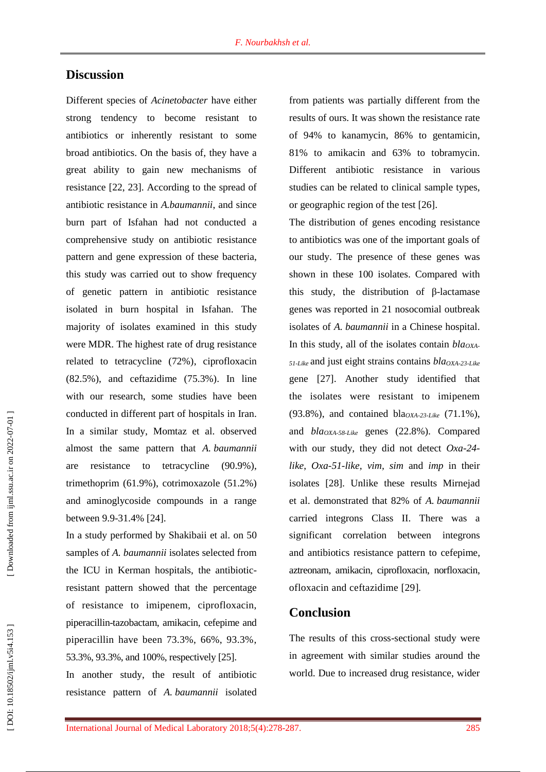## Discussion

Different species of *Acinetobacter* have either strong tendency to become resistant to antibiotics or inherently resistant to some broad antibiotics. On the basis of, they have a great ability to gain new mechanisms of resistance [22, 23]. According to the spread of antibiotic resistance in *A.baumannii*, and since burn part of Isfahan had not conducted a comprehensive study on antibiotic resistance pattern and gene expression of these bacteria, this study was carried out to show frequency of genetic pattern in antibiotic resistance isolated in burn hospital in Isfahan. The majority of isolates examined in this study were MDR. The highest rate of drug resistance related to tetracycline (72%), ciprofloxacin (82.5%), and ceftazidime (75.3%). In line with our research, some studies have been conducted in different part of hospitals in Iran. In a similar study, Momtaz et al. observed almost the same pattern that *A. baumannii* are resistance to tetracycline (90.9%), trimethoprim (61.9%), cotrimoxazole (51.2%) and aminoglycoside compounds in a range between 9.9-31.4% [24].

In a study performed by Shakibaii et al. on 50 samples of *A. baumannii* isolates selected from the ICU in Kerman hospitals, the antibiotic-resistant pattern showed that the percentage of resistance to imipenem, ciprofloxacin, piperacillin-tazobactam, amikacin, cefepime and piperacillin have been 73.3%, 66%, 93.3%, 53.3%, 93.3%, and 100%, respectively [25].

In another study, the result of antibiotic resistance pattern of *A. baumannii* isolated from patients was partially different from the results of ours. It was shown the resistance rate of 94% to kanamycin, 86% to gentamicin, 81% to amikacin and 63% to tobramycin. Different antibiotic resistance in various studies can be related to clinical sample types, or geographic region of the test [26].

The distribution of genes encoding resistance to antibiotics was one of the important goals of our study. The presence of these genes was shown in these 100 isolates. Compared with this study, the distribution of β-lactamase genes was reported in 21 nosocomial outbreak isolates of *A. baumannii* in a Chinese hospital. In this study, all of the isolates contain $bla_{OXA\text{-}51\text{-}Like}$ and just eight strains contains $bla_{OXA\text{-}23\text{-}Like}$ gene [27]. Another study identified that the isolates were resistant to imipenem (93.8%), and contained $bla_{OXA\text{-}23\text{-}Like}$ (71.1%), and $bla_{OXA\text{-}58\text{-}Like}$ genes (22.8%). Compared with our study, they did not detect *Oxa-24-like*, *Oxa-51-like*, *vim*, *sim* and *imp* in their isolates [28]. Unlike these results Mirnejad et al. demonstrated that 82% of *A. baumannii* carried integrons Class II. There was a significant correlation between integrons and antibiotics resistance pattern to cefepime, aztreonam, amikacin, ciprofloxacin, norfloxacin, ofloxacin and ceftazidime [29].

## Conclusion

The results of this cross-sectional study were in agreement with similar studies around the world. Due to increased drug resistance, wider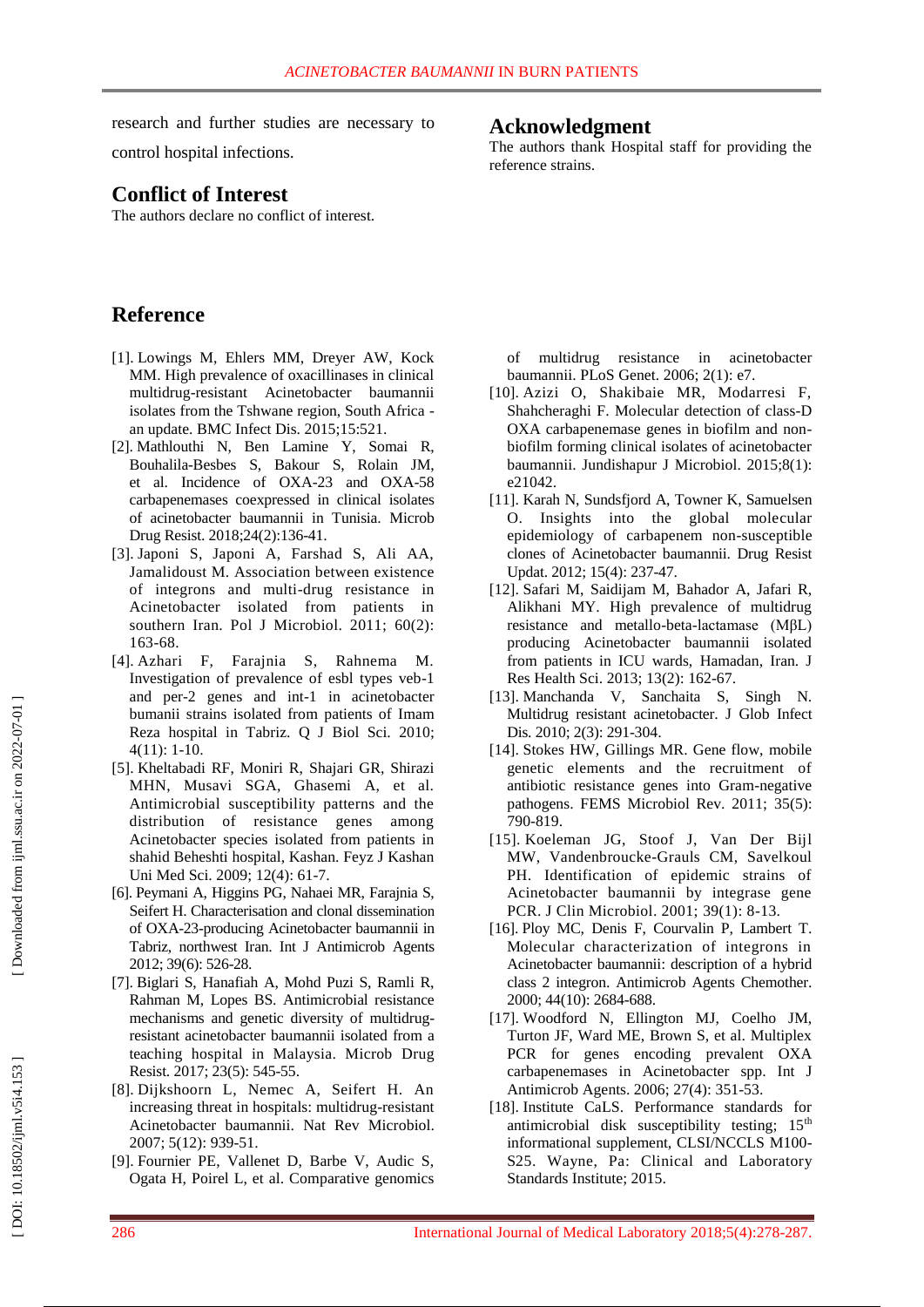research and further studies are necessary to control hospital infections.

## Conflict of Interest

The authors declare no conflict of interest.

## Acknowledgment

The authors thank Hospital staff for providing the reference strains.

## Reference

[1]. Lowings M, Ehlers MM, Dreyer AW, Kock MM. High prevalence of oxacillinases in clinical multidrug-resistant Acinetobacter baumannii isolates from the Tshwane region, South Africa - an update. BMC Infect Dis. 2015;15:521.

[2]. Mathlouthi N, Ben Lamine Y, Somai R, Bouhalila-Besbes S, Bakour S, Rolain JM, et al. Incidence of OXA-23 and OXA-58 carbapenemases coexpressed in clinical isolates of acinetobacter baumannii in Tunisia. Microb Drug Resist. 2018;24(2):136-41.

[3]. Japoni S, Japoni A, Farshad S, Ali AA, Jamalidoust M. Association between existence of integrons and multi-drug resistance in Acinetobacter isolated from patients in southern Iran. Pol J Microbiol. 2011; 60(2): 163-68.

[4]. Azhari F, Farajnia S, Rahnema M. Investigation of prevalence of esbl types veb-1 and per-2 genes and int-1 in acinetobacter bumanii strains isolated from patients of Imam Reza hospital in Tabriz. Q J Biol Sci. 2010; 4(11): 1-10.

[5]. Kheltabadi RF, Moniri R, Shajari GR, Shirazi MHN, Musavi SGA, Ghasemi A, et al. Antimicrobial susceptibility patterns and the distribution of resistance genes among Acinetobacter species isolated from patients in shahid Beheshti hospital, Kashan. Feyz J Kashan Uni Med Sci. 2009; 12(4): 61-7.

[6]. Peymani A, Higgins PG, Nahaei MR, Farajnia S, Seifert H. Characterisation and clonal dissemination of OXA-23-producing Acinetobacter baumannii in Tabriz, northwest Iran. Int J Antimicrob Agents 2012; 39(6): 526-28.

[7]. Biglari S, Hanafiah A, Mohd Puzi S, Ramli R, Rahman M, Lopes BS. Antimicrobial resistance mechanisms and genetic diversity of multidrug-resistant acinetobacter baumannii isolated from a teaching hospital in Malaysia. Microb Drug Resist. 2017; 23(5): 545-55.

[8]. Dijkshoorn L, Nemec A, Seifert H. An increasing threat in hospitals: multidrug-resistant Acinetobacter baumannii. Nat Rev Microbiol. 2007; 5(12): 939-51.

[9]. Fournier PE, Vallenet D, Barbe V, Audic S, Ogata H, Poirel L, et al. Comparative genomics of multidrug resistance in acinetobacter baumannii. PLoS Genet. 2006; 2(1): e7.

[10]. Azizi O, Shakibaie MR, Modarresi F, Shahcheraghi F. Molecular detection of class-D OXA carbapenemase genes in biofilm and non-biofilm forming clinical isolates of acinetobacter baumannii. Jundishapur J Microbiol. 2015;8(1): e21042.

[11]. Karah N, Sundsfjord A, Towner K, Samuelsen O. Insights into the global molecular epidemiology of carbapenem non-susceptible clones of Acinetobacter baumannii. Drug Resist Updat. 2012; 15(4): 237-47.

[12]. Safari M, Saidijam M, Bahador A, Jafari R, Alikhani MY. High prevalence of multidrug resistance and metallo-beta-lactamase (MβL) producing Acinetobacter baumannii isolated from patients in ICU wards, Hamadan, Iran. J Res Health Sci. 2013; 13(2): 162-67.

[13]. Manchanda V, Sanchaita S, Singh N. Multidrug resistant acinetobacter. J Glob Infect Dis. 2010; 2(3): 291-304.

[14]. Stokes HW, Gillings MR. Gene flow, mobile genetic elements and the recruitment of antibiotic resistance genes into Gram-negative pathogens. FEMS Microbiol Rev. 2011; 35(5): 790-819.

[15]. Koeleman JG, Stoof J, Van Der Bijl MW, Vandenbroucke-Grauls CM, Savelkoul PH. Identification of epidemic strains of Acinetobacter baumannii by integrase gene PCR. J Clin Microbiol. 2001; 39(1): 8-13.

[16]. Ploy MC, Denis F, Courvalin P, Lambert T. Molecular characterization of integrons in Acinetobacter baumannii: description of a hybrid class 2 integron. Antimicrob Agents Chemother. 2000; 44(10): 2684-688.

[17]. Woodford N, Ellington MJ, Coelho JM, Turton JF, Ward ME, Brown S, et al. Multiplex PCR for genes encoding prevalent OXA carbapenemases in Acinetobacter spp. Int J Antimicrob Agents. 2006; 27(4): 351-53.

[18]. Institute CaLS. Performance standards for antimicrobial disk susceptibility testing; 15th informational supplement, CLSI/NCCLS M100-S25. Wayne, Pa: Clinical and Laboratory Standards Institute; 2015.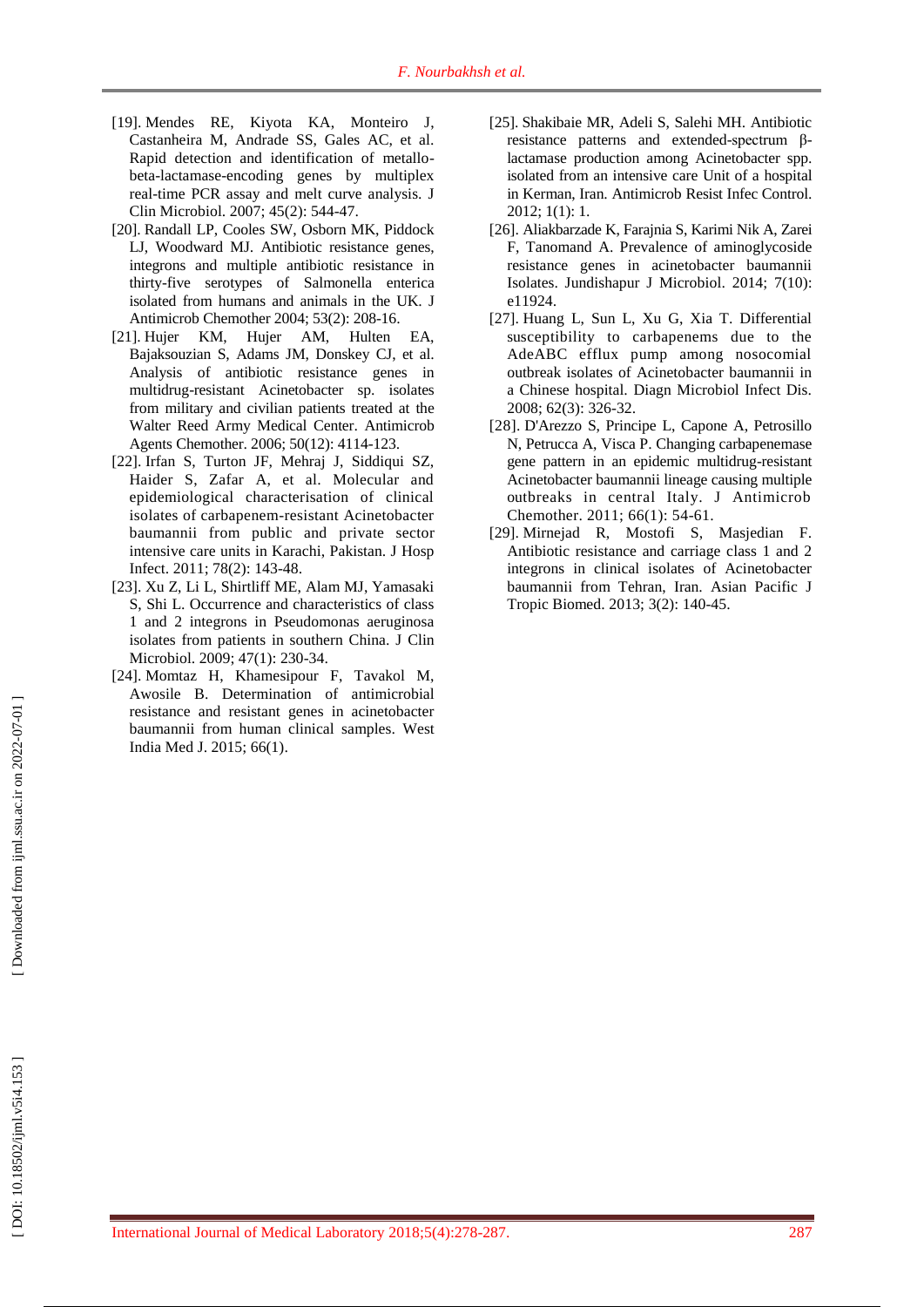[19]. Mendes RE, Kiyota KA, Monteiro J, Castanheira M, Andrade SS, Gales AC, et al. Rapid detection and identification of metallo-beta-lactamase-encoding genes by multiplex real-time PCR assay and melt curve analysis. J Clin Microbiol. 2007; 45(2): 544-47.

[20]. Randall LP, Cooles SW, Osborn MK, Piddock LJ, Woodward MJ. Antibiotic resistance genes, integrons and multiple antibiotic resistance in thirty-five serotypes of Salmonella enterica isolated from humans and animals in the UK. J Antimicrob Chemother 2004; 53(2): 208-16.

[21]. Hujer KM, Hujer AM, Hulten EA, Bajaksouzian S, Adams JM, Donskey CJ, et al. Analysis of antibiotic resistance genes in multidrug-resistant Acinetobacter sp. isolates from military and civilian patients treated at the Walter Reed Army Medical Center. Antimicrob Agents Chemother. 2006; 50(12): 4114-123.

[22]. Irfan S, Turton JF, Mehraj J, Siddiqui SZ, Haider S, Zafar A, et al. Molecular and epidemiological characterisation of clinical isolates of carbapenem-resistant Acinetobacter baumannii from public and private sector intensive care units in Karachi, Pakistan. J Hosp Infect. 2011; 78(2): 143-48.

[23]. Xu Z, Li L, Shirtliff ME, Alam MJ, Yamasaki S, Shi L. Occurrence and characteristics of class 1 and 2 integrons in Pseudomonas aeruginosa isolates from patients in southern China. J Clin Microbiol. 2009; 47(1): 230-34.

[24]. Momtaz H, Khamesipour F, Tavakol M, Awosile B. Determination of antimicrobial resistance and resistant genes in acinetobacter baumannii from human clinical samples. West India Med J. 2015; 66(1).

[25]. Shakibaie MR, Adeli S, Salehi MH. Antibiotic resistance patterns and extended-spectrum β-lactamase production among Acinetobacter spp. isolated from an intensive care Unit of a hospital in Kerman, Iran. Antimicrob Resist Infec Control. 2012; 1(1): 1.

[26]. Aliakbarzade K, Farajnia S, Karimi Nik A, Zarei F, Tanomand A. Prevalence of aminoglycoside resistance genes in acinetobacter baumannii Isolates. Jundishapur J Microbiol. 2014; 7(10): e11924.

[27]. Huang L, Sun L, Xu G, Xia T. Differential susceptibility to carbapenems due to the AdeABC efflux pump among nosocomial outbreak isolates of Acinetobacter baumannii in a Chinese hospital. Diagn Microbiol Infect Dis. 2008; 62(3): 326-32.

[28]. D'Arezzo S, Principe L, Capone A, Petrosillo N, Petrucca A, Visca P. Changing carbapenemase gene pattern in an epidemic multidrug-resistant Acinetobacter baumannii lineage causing multiple outbreaks in central Italy. J Antimicrob Chemother. 2011; 66(1): 54-61.

[29]. Mirnejad R, Mostofi S, Masjedian F. Antibiotic resistance and carriage class 1 and 2 integrons in clinical isolates of Acinetobacter baumannii from Tehran, Iran. Asian Pacific J Tropic Biomed. 2013; 3(2): 140-45.